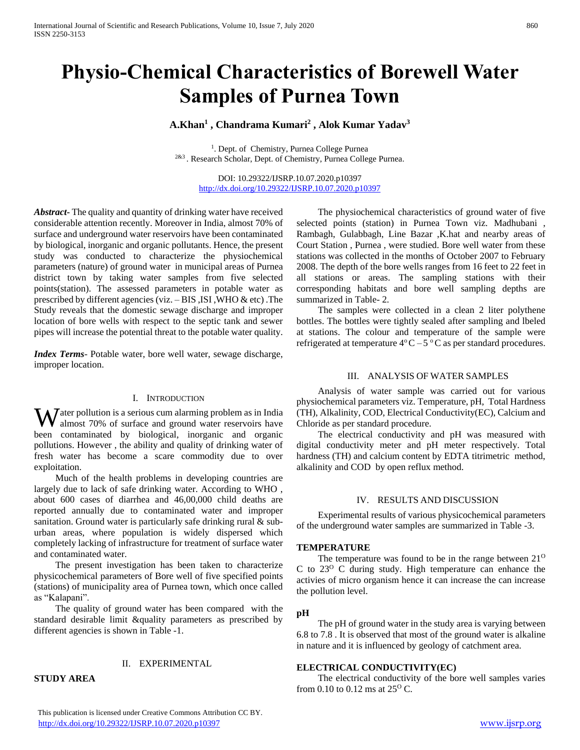# Physio-Chemical Characteristics of Borewell Water Samples of Purnea Town

**A.Khan[1] , Chandrama Kumari[2] , Alok Kumar Yadav[3]**

[1]. Dept. of Chemistry, Purnea College Purnea
[2&3] . Research Scholar, Dept. of Chemistry, Purnea College Purnea.

DOI: 10.29322/IJSRP.10.07.2020.p10397
http://dx.doi.org/10.29322/IJSRP.10.07.2020.p10397

***Abstract***- The quality and quantity of drinking water have received considerable attention recently. Moreover in India, almost 70% of surface and underground water reservoirs have been contaminated by biological, inorganic and organic pollutants. Hence, the present study was conducted to characterize the physiochemical parameters (nature) of ground water in municipal areas of Purnea district town by taking water samples from five selected points(station). The assessed parameters in potable water as prescribed by different agencies (viz. – BIS ,ISI ,WHO & etc) .The Study reveals that the domestic sewage discharge and improper location of bore wells with respect to the septic tank and sewer pipes will increase the potential threat to the potable water quality.

***Index Terms***- Potable water, bore well water, sewage discharge, improper location.

## I. Introduction

Water pollution is a serious cum alarming problem as in India almost 70% of surface and ground water reservoirs have been contaminated by biological, inorganic and organic pollutions. However , the ability and quality of drinking water of fresh water has become a scare commodity due to over exploitation.

Much of the health problems in developing countries are largely due to lack of safe drinking water. According to WHO , about 600 cases of diarrhea and 46,00,000 child deaths are reported annually due to contaminated water and improper sanitation. Ground water is particularly safe drinking rural & sub-urban areas, where population is widely dispersed which completely lacking of infrastructure for treatment of surface water and contaminated water.

The present investigation has been taken to characterize physicochemical parameters of Bore well of five specified points (stations) of municipality area of Purnea town, which once called as "Kalapani".

The quality of ground water has been compared with the standard desirable limit &quality parameters as prescribed by different agencies is shown in Table -1.

## II. Experimental

**STUDY AREA**

The physiochemical characteristics of ground water of five selected points (station) in Purnea Town viz. Madhubani , Rambagh, Gulabbagh, Line Bazar ,K.hat and nearby areas of Court Station , Purnea , were studied. Bore well water from these stations was collected in the months of October 2007 to February 2008. The depth of the bore wells ranges from 16 feet to 22 feet in all stations or areas. The sampling stations with their corresponding habitats and bore well sampling depths are summarized in Table- 2.

The samples were collected in a clean 2 liter polythene bottles. The bottles were tightly sealed after sampling and lbeled at stations. The colour and temperature of the sample were refrigerated at temperature $4^{o}C – 5\ ^{o}C$ as per standard procedures.

## III. Analysis of Water Samples

Analysis of water sample was carried out for various physiochemical parameters viz. Temperature, pH, Total Hardness (TH), Alkalinity, COD, Electrical Conductivity(EC), Calcium and Chloride as per standard procedure.

The electrical conductivity and pH was measured with digital conductivity meter and pH meter respectively. Total hardness (TH) and calcium content by EDTA titrimetric method, alkalinity and COD by open reflux method.

## IV. Results and Discussion

Experimental results of various physicochemical parameters of the underground water samples are summarized in Table -3.

**TEMPERATURE**

The temperature was found to be in the range between $21^{O}$ C to $23^{O}$ C during study. High temperature can enhance the activies of micro organism hence it can increase the can increase the pollution level.

**pH**

The pH of ground water in the study area is varying between 6.8 to 7.8 . It is observed that most of the ground water is alkaline in nature and it is influenced by geology of catchment area.

**ELECTRICAL CONDUCTIVITY(EC)**

The electrical conductivity of the bore well samples varies from 0.10 to 0.12 ms at $25^{O}$ C.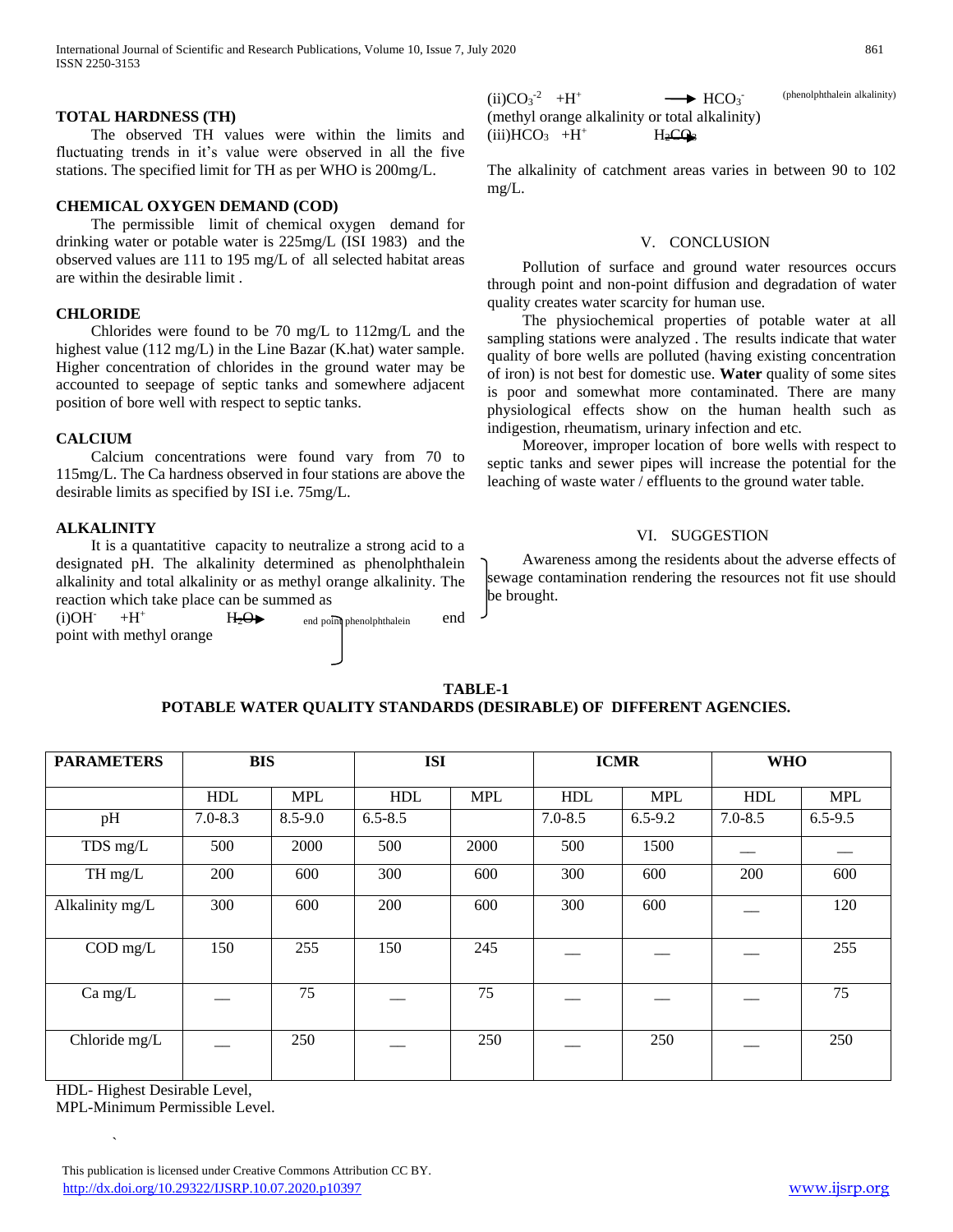### TOTAL HARDNESS (TH)

The observed TH values were within the limits and fluctuating trends in it's value were observed in all the five stations. The specified limit for TH as per WHO is 200mg/L.

### CHEMICAL OXYGEN DEMAND (COD)

The permissible limit of chemical oxygen demand for drinking water or potable water is 225mg/L (ISI 1983) and the observed values are 111 to 195 mg/L of all selected habitat areas are within the desirable limit .

### CHLORIDE

Chlorides were found to be 70 mg/L to 112mg/L and the highest value (112 mg/L) in the Line Bazar (K.hat) water sample. Higher concentration of chlorides in the ground water may be accounted to seepage of septic tanks and somewhere adjacent position of bore well with respect to septic tanks.

### CALCIUM

Calcium concentrations were found vary from 70 to 115mg/L. The Ca hardness observed in four stations are above the desirable limits as specified by ISI i.e. 75mg/L.

### ALKALINITY

It is a quantatitive capacity to neutralize a strong acid to a designated pH. The alkalinity determined as phenolphthalein alkalinity and total alkalinity or as methyl orange alkalinity. The reaction which take place can be summed as

(i) $OH^- + H^+ \rightarrow H_2O$ end point phenolphthalein end point with methyl orange

(ii) $CO_3^{-2} + H^+ \rightarrow HCO_3^-$ (phenolphthalein alkalinity) (methyl orange alkalinity or total alkalinity)

(iii) $HCO_3 + H^+ \rightarrow H_2CO_3$

The alkalinity of catchment areas varies in between 90 to 102 mg/L.

## V. CONCLUSION

Pollution of surface and ground water resources occurs through point and non-point diffusion and degradation of water quality creates water scarcity for human use.

The physiochemical properties of potable water at all sampling stations were analyzed . The results indicate that water quality of bore wells are polluted (having existing concentration of iron) is not best for domestic use. **Water** quality of some sites is poor and somewhat more contaminated. There are many physiological effects show on the human health such as indigestion, rheumatism, urinary infection and etc.

Moreover, improper location of bore wells with respect to septic tanks and sewer pipes will increase the potential for the leaching of waste water / effluents to the ground water table.

## VI. SUGGESTION

Awareness among the residents about the adverse effects of sewage contamination rendering the resources not fit use should be brought.

**TABLE-1**
**POTABLE WATER QUALITY STANDARDS (DESIRABLE) OF DIFFERENT AGENCIES.**

| PARAMETERS | BIS | | ISI | | ICMR | | WHO | |
|---|---|---|---|---|---|---|---|---|
| | HDL | MPL | HDL | MPL | HDL | MPL | HDL | MPL |
| pH | 7.0-8.3 | 8.5-9.0 | 6.5-8.5 | | 7.0-8.5 | 6.5-9.2 | 7.0-8.5 | 6.5-9.5 |
| TDS mg/L | 500 | 2000 | 500 | 2000 | 500 | 1500 | — | — |
| TH mg/L | 200 | 600 | 300 | 600 | 300 | 600 | 200 | 600 |
| Alkalinity mg/L | 300 | 600 | 200 | 600 | 300 | 600 | — | 120 |
| COD mg/L | 150 | 255 | 150 | 245 | — | — | — | 255 |
| Ca mg/L | — | 75 | — | 75 | — | — | — | 75 |
| Chloride mg/L | — | 250 | — | 250 | — | 250 | — | 250 |

HDL- Highest Desirable Level,
MPL-Minimum Permissible Level.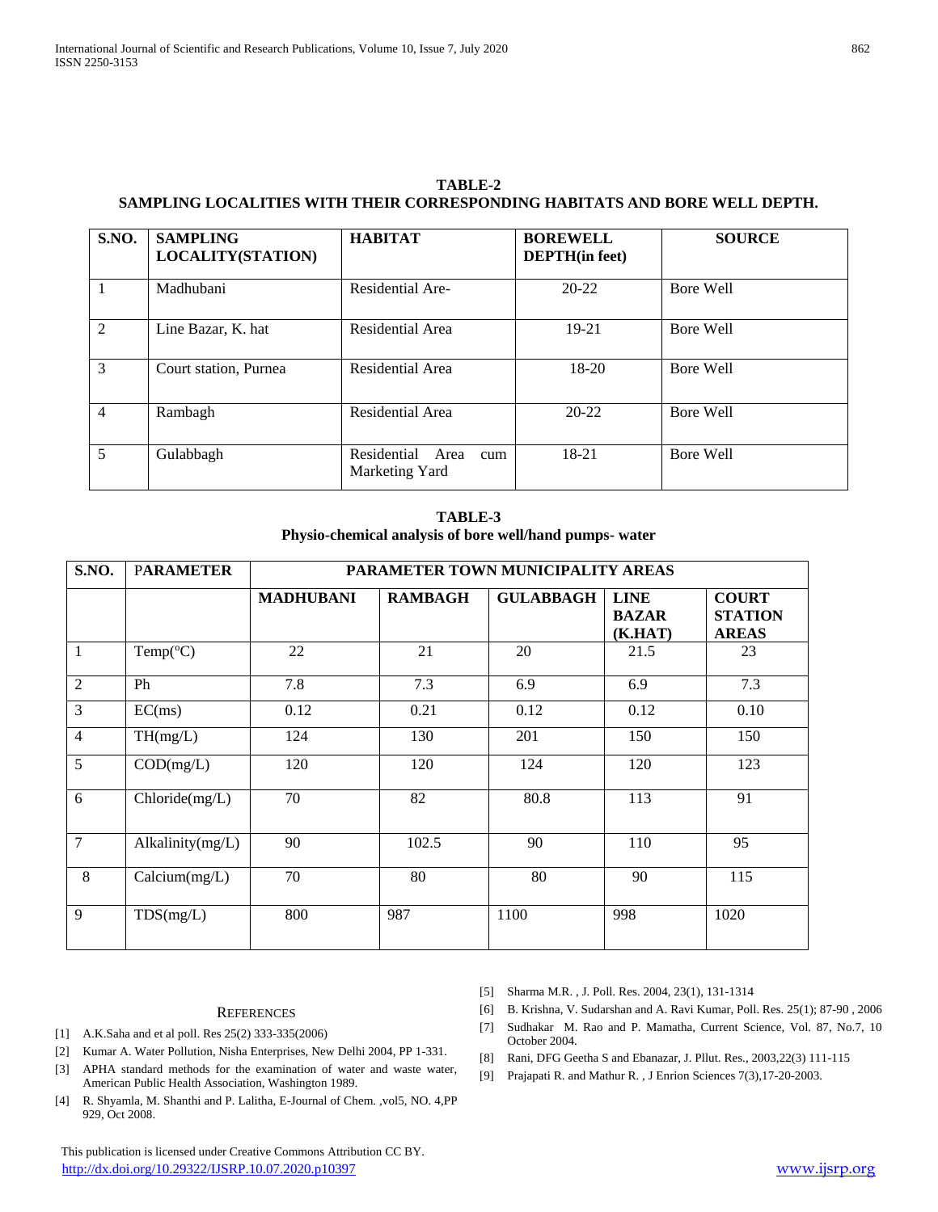**TABLE-2**
**SAMPLING LOCALITIES WITH THEIR CORRESPONDING HABITATS AND BORE WELL DEPTH.**

| S.NO. | SAMPLING LOCALITY(STATION) | HABITAT | BOREWELL DEPTH(in feet) | SOURCE |
|---|---|---|---|---|
| 1 | Madhubani | Residential Are- | 20-22 | Bore Well |
| 2 | Line Bazar, K. hat | Residential Area | 19-21 | Bore Well |
| 3 | Court station, Purnea | Residential Area | 18-20 | Bore Well |
| 4 | Rambagh | Residential Area | 20-22 | Bore Well |
| 5 | Gulabbagh | Residential Area cum Marketing Yard | 18-21 | Bore Well |

**TABLE-3**
**Physio-chemical analysis of bore well/hand pumps- water**

| S.NO. | PARAMETER | PARAMETER TOWN MUNICIPALITY AREAS | | | | |
|---|---|---|---|---|---|---|
| | | MADHUBANI | RAMBAGH | GULABBAGH | LINE BAZAR (K.HAT) | COURT STATION AREAS |
| 1 | Temp(°C) | 22 | 21 | 20 | 21.5 | 23 |
| 2 | Ph | 7.8 | 7.3 | 6.9 | 6.9 | 7.3 |
| 3 | EC(ms) | 0.12 | 0.21 | 0.12 | 0.12 | 0.10 |
| 4 | TH(mg/L) | 124 | 130 | 201 | 150 | 150 |
| 5 | COD(mg/L) | 120 | 120 | 124 | 120 | 123 |
| 6 | Chloride(mg/L) | 70 | 82 | 80.8 | 113 | 91 |
| 7 | Alkalinity(mg/L) | 90 | 102.5 | 90 | 110 | 95 |
| 8 | Calcium(mg/L) | 70 | 80 | 80 | 90 | 115 |
| 9 | TDS(mg/L) | 800 | 987 | 1100 | 998 | 1020 |

## REFERENCES

[1] A.K.Saha and et al poll. Res 25(2) 333-335(2006)

[2] Kumar A. Water Pollution, Nisha Enterprises, New Delhi 2004, PP 1-331.

[3] APHA standard methods for the examination of water and waste water, American Public Health Association, Washington 1989.

[4] R. Shyamla, M. Shanthi and P. Lalitha, E-Journal of Chem. ,vol5, NO. 4,PP 929, Oct 2008.

[5] Sharma M.R. , J. Poll. Res. 2004, 23(1), 131-1314

[6] B. Krishna, V. Sudarshan and A. Ravi Kumar, Poll. Res. 25(1); 87-90 , 2006

[7] Sudhakar M. Rao and P. Mamatha, Current Science, Vol. 87, No.7, 10 October 2004.

[8] Rani, DFG Geetha S and Ebanazar, J. Pllut. Res., 2003,22(3) 111-115

[9] Prajapati R. and Mathur R. , J Enrion Sciences 7(3),17-20-2003.

This publication is licensed under Creative Commons Attribution CC BY.
http://dx.doi.org/10.29322/IJSRP.10.07.2020.p10397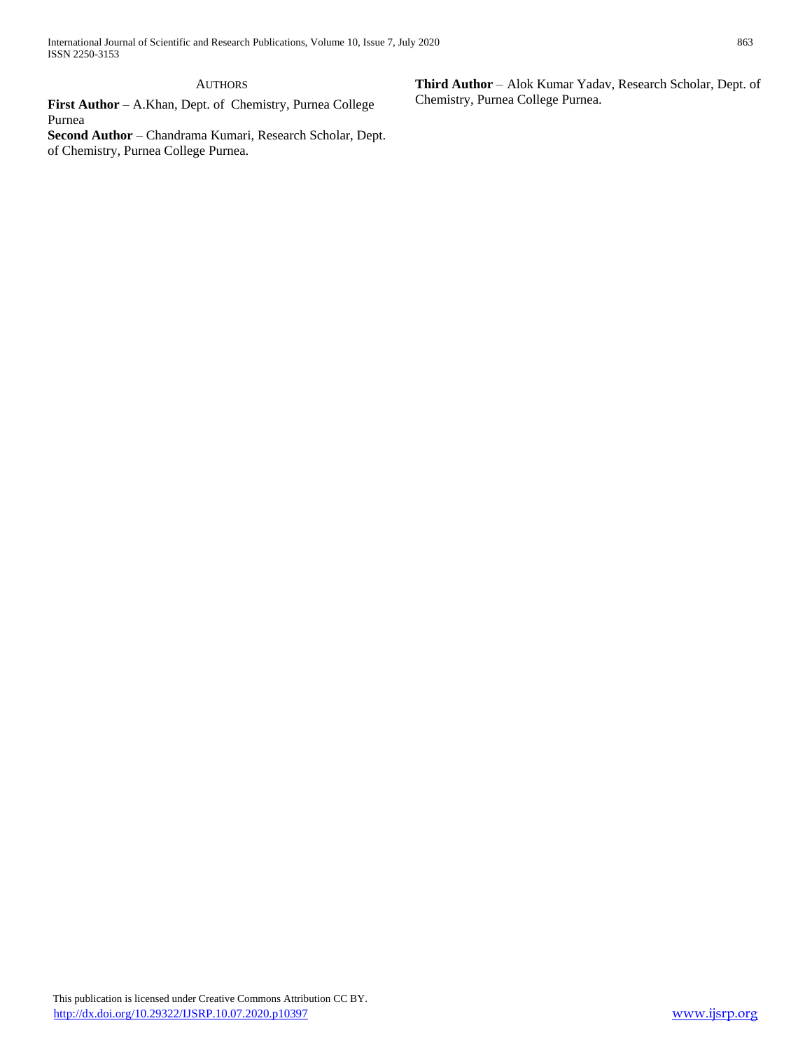## AUTHORS

**First Author** – A.Khan, Dept. of Chemistry, Purnea College Purnea

**Second Author** – Chandrama Kumari, Research Scholar, Dept. of Chemistry, Purnea College Purnea.

**Third Author** – Alok Kumar Yadav, Research Scholar, Dept. of Chemistry, Purnea College Purnea.